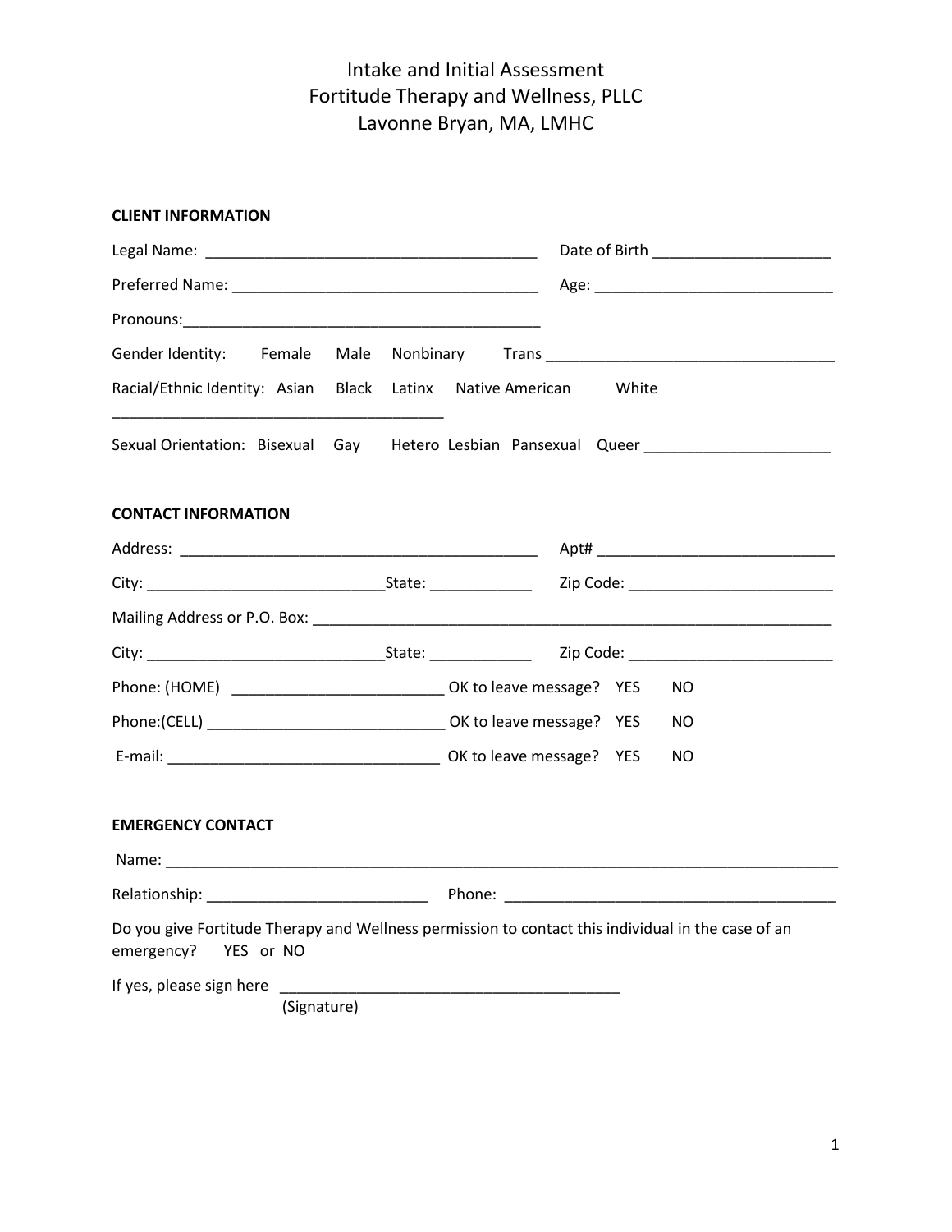# Intake and Initial Assessment
## Fortitude Therapy and Wellness, PLLC
## Lavonne Bryan, MA, LMHC

**CLIENT INFORMATION**

Legal Name: ________________________________________ Date of Birth _____________________

Preferred Name: ____________________________________ Age: ____________________________

Pronouns:____________________________________________

Gender Identity: Female Male Nonbinary Trans __________________________________

Racial/Ethnic Identity: Asian Black Latinx Native American White ________________________________________

Sexual Orientation: Bisexual Gay Hetero Lesbian Pansexual Queer ______________________

**CONTACT INFORMATION**

Address: ___________________________________________ Apt# _____________________________

City: ____________________________State: ____________ Zip Code: ________________________

Mailing Address or P.O. Box: ______________________________________________________________

City: ____________________________State: ____________ Zip Code: ________________________

Phone: (HOME) _________________________ OK to leave message? YES NO

Phone:(CELL) ____________________________ OK to leave message? YES NO

E-mail: ________________________________ OK to leave message? YES NO

**EMERGENCY CONTACT**

Name: ___________________________________________________________________________________

Relationship: __________________________ Phone: _________________________________________

Do you give Fortitude Therapy and Wellness permission to contact this individual in the case of an emergency? YES or NO

If yes, please sign here _________________________________________
(Signature)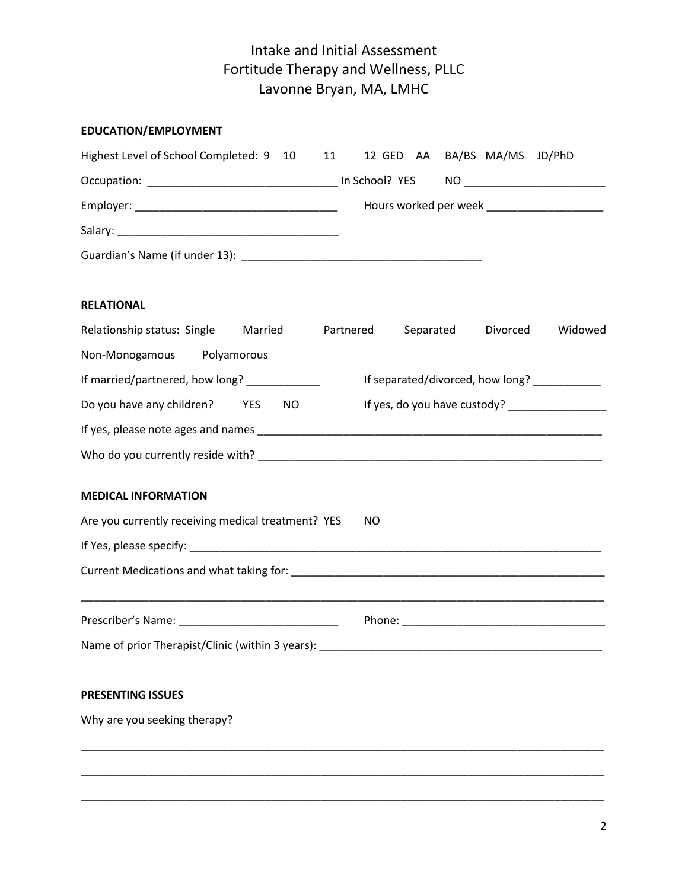# Intake and Initial Assessment
## Fortitude Therapy and Wellness, PLLC
## Lavonne Bryan, MA, LMHC

**EDUCATION/EMPLOYMENT**

Highest Level of School Completed: 9 10 11 12 GED AA BA/BS MA/MS JD/PhD

Occupation: ______________________________ In School? YES NO ______________________

Employer: ________________________________ Hours worked per week __________________

Salary: ___________________________________

Guardian's Name (if under 13): ______________________________________

**RELATIONAL**

Relationship status: Single Married Partnered Separated Divorced Widowed Non-Monogamous Polyamorous

If married/partnered, how long? ____________ If separated/divorced, how long? ___________

Do you have any children? YES NO If yes, do you have custody? ________________

If yes, please note ages and names ________________________________________________________

Who do you currently reside with? ________________________________________________________

**MEDICAL INFORMATION**

Are you currently receiving medical treatment? YES NO

If Yes, please specify: __________________________________________________________________

Current Medications and what taking for: ____________________________________________________

_____________________________________________________________________________________

Prescriber's Name: _________________________ Phone: ________________________________

Name of prior Therapist/Clinic (within 3 years): _______________________________________________

**PRESENTING ISSUES**

Why are you seeking therapy?

_____________________________________________________________________________________

_____________________________________________________________________________________

_____________________________________________________________________________________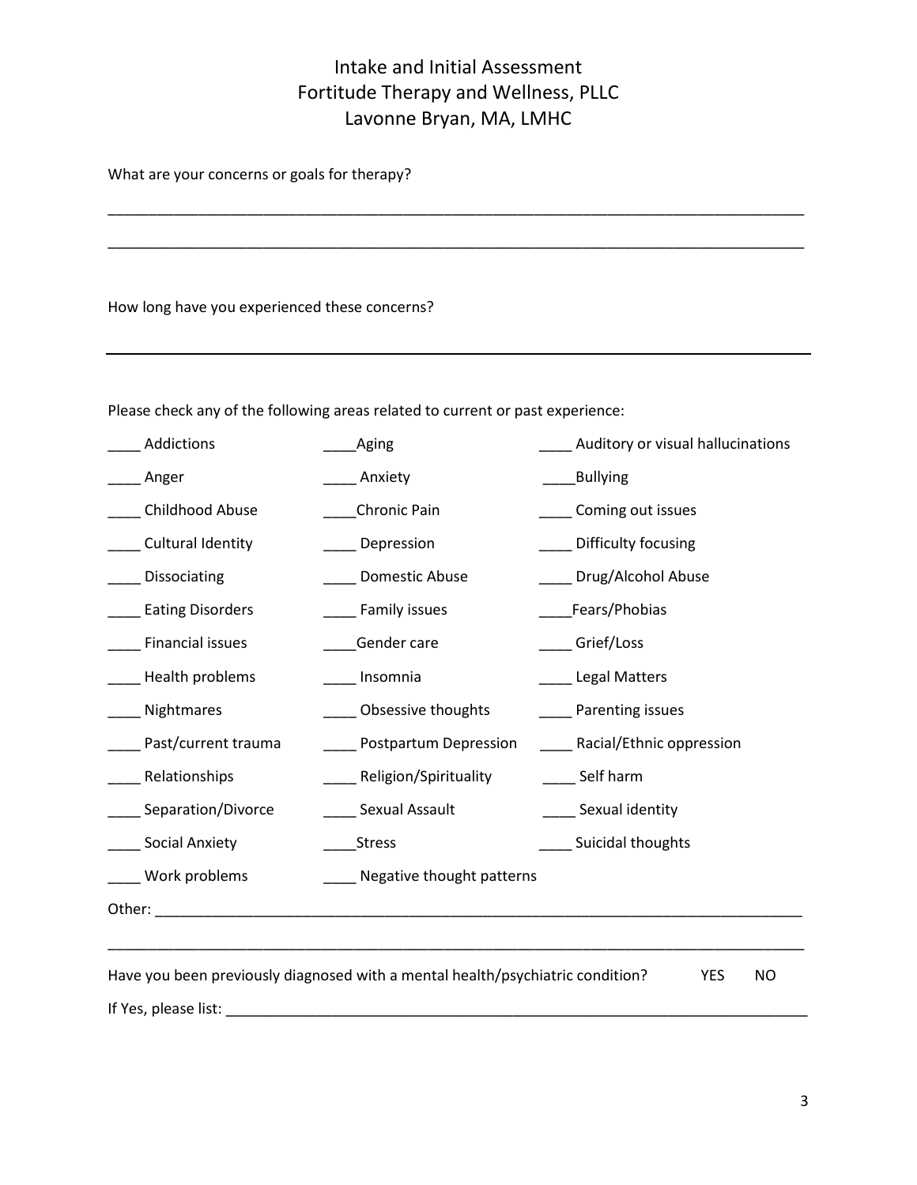# Intake and Initial Assessment
## Fortitude Therapy and Wellness, PLLC
## Lavonne Bryan, MA, LMHC

What are your concerns or goals for therapy?

_______________________________________________________________________________

_______________________________________________________________________________

How long have you experienced these concerns?

_______________________________________________________________________________

Please check any of the following areas related to current or past experience:

| | | |
|---|---|---|
| ____ Addictions | ____Aging | ____ Auditory or visual hallucinations |
| ____ Anger | ____ Anxiety | ____Bullying |
| ____ Childhood Abuse | ____Chronic Pain | ____ Coming out issues |
| ____ Cultural Identity | ____ Depression | ____ Difficulty focusing |
| ____ Dissociating | ____ Domestic Abuse | ____ Drug/Alcohol Abuse |
| ____ Eating Disorders | ____ Family issues | ____Fears/Phobias |
| ____ Financial issues | ____Gender care | ____ Grief/Loss |
| ____ Health problems | ____ Insomnia | ____ Legal Matters |
| ____ Nightmares | ____ Obsessive thoughts | ____ Parenting issues |
| ____ Past/current trauma | ____ Postpartum Depression | ____ Racial/Ethnic oppression |
| ____ Relationships | ____ Religion/Spirituality | ____ Self harm |
| ____ Separation/Divorce | ____ Sexual Assault | ____ Sexual identity |
| ____ Social Anxiety | ____Stress | ____ Suicidal thoughts |
| ____ Work problems | ____ Negative thought patterns | |

Other: _________________________________________________________________________

_______________________________________________________________________________

Have you been previously diagnosed with a mental health/psychiatric condition? YES NO

If Yes, please list: ________________________________________________________________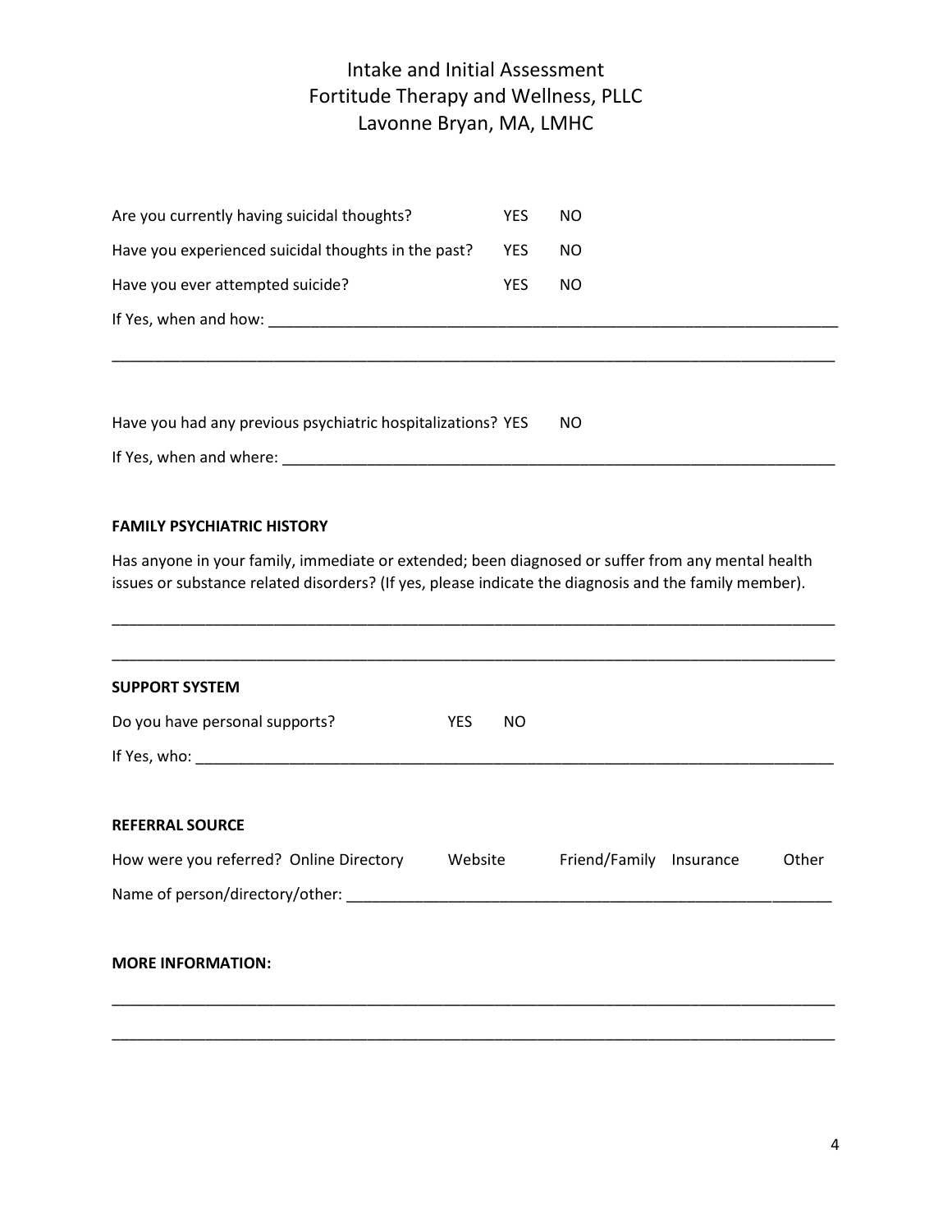# Intake and Initial Assessment
## Fortitude Therapy and Wellness, PLLC
## Lavonne Bryan, MA, LMHC

Are you currently having suicidal thoughts? YES NO

Have you experienced suicidal thoughts in the past? YES NO

Have you ever attempted suicide? YES NO

If Yes, when and how: ______________________________________________________________________

__________________________________________________________________________________________

Have you had any previous psychiatric hospitalizations? YES NO

If Yes, when and where: ____________________________________________________________________

**FAMILY PSYCHIATRIC HISTORY**

Has anyone in your family, immediate or extended; been diagnosed or suffer from any mental health issues or substance related disorders? (If yes, please indicate the diagnosis and the family member).

__________________________________________________________________________________________

__________________________________________________________________________________________

**SUPPORT SYSTEM**

Do you have personal supports? YES NO

If Yes, who: _______________________________________________________________________________

**REFERRAL SOURCE**

How were you referred? Online Directory Website Friend/Family Insurance Other

Name of person/directory/other: ______________________________________________________________

**MORE INFORMATION:**

__________________________________________________________________________________________

__________________________________________________________________________________________